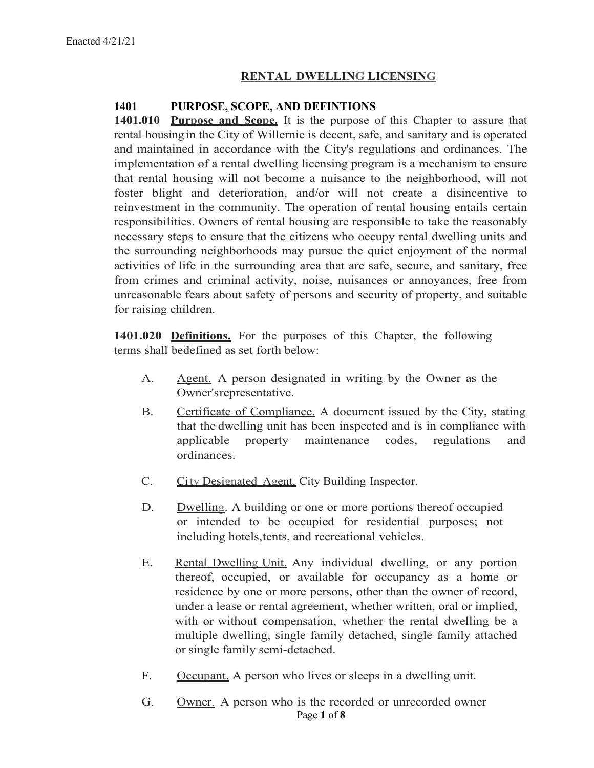Enacted 4/21/21

# RENTAL DWELLING LICENSING

## 1401 PURPOSE, SCOPE, AND DEFINTIONS

**1401.010** **Purpose and Scope.** It is the purpose of this Chapter to assure that rental housing in the City of Willernie is decent, safe, and sanitary and is operated and maintained in accordance with the City's regulations and ordinances. The implementation of a rental dwelling licensing program is a mechanism to ensure that rental housing will not become a nuisance to the neighborhood, will not foster blight and deterioration, and/or will not create a disincentive to reinvestment in the community. The operation of rental housing entails certain responsibilities. Owners of rental housing are responsible to take the reasonably necessary steps to ensure that the citizens who occupy rental dwelling units and the surrounding neighborhoods may pursue the quiet enjoyment of the normal activities of life in the surrounding area that are safe, secure, and sanitary, free from crimes and criminal activity, noise, nuisances or annoyances, free from unreasonable fears about safety of persons and security of property, and suitable for raising children.

**1401.020** **Definitions.** For the purposes of this Chapter, the following terms shall bedefined as set forth below:

A. Agent. A person designated in writing by the Owner as the Owner'srepresentative.

B. Certificate of Compliance. A document issued by the City, stating that the dwelling unit has been inspected and is in compliance with applicable property maintenance codes, regulations and ordinances.

C. City Designated Agent. City Building Inspector.

D. Dwelling. A building or one or more portions thereof occupied or intended to be occupied for residential purposes; not including hotels,tents, and recreational vehicles.

E. Rental Dwelling Unit. Any individual dwelling, or any portion thereof, occupied, or available for occupancy as a home or residence by one or more persons, other than the owner of record, under a lease or rental agreement, whether written, oral or implied, with or without compensation, whether the rental dwelling be a multiple dwelling, single family detached, single family attached or single family semi-detached.

F. Occupant. A person who lives or sleeps in a dwelling unit.

G. Owner. A person who is the recorded or unrecorded owner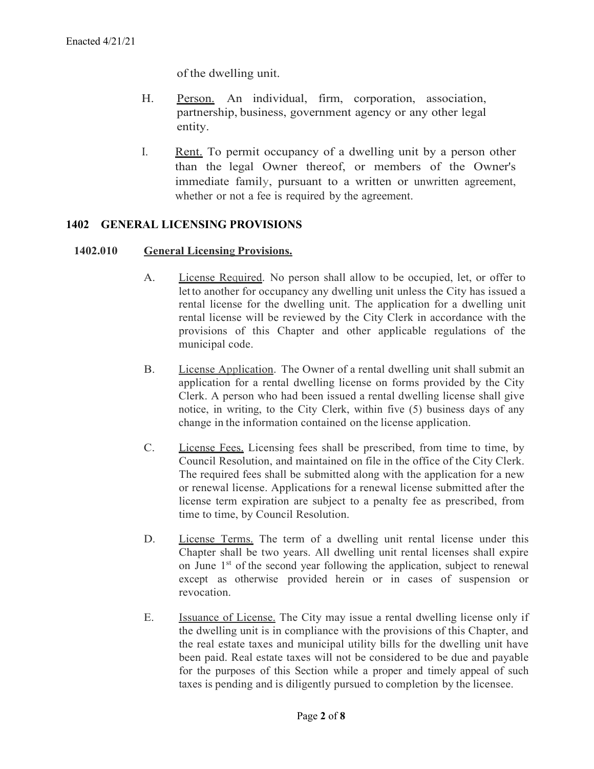of the dwelling unit.

H. Person. An individual, firm, corporation, association, partnership, business, government agency or any other legal entity.

I. Rent. To permit occupancy of a dwelling unit by a person other than the legal Owner thereof, or members of the Owner's immediate family, pursuant to a written or unwritten agreement, whether or not a fee is required by the agreement.

## 1402 GENERAL LICENSING PROVISIONS

### 1402.010 General Licensing Provisions.

A. License Required. No person shall allow to be occupied, let, or offer to let to another for occupancy any dwelling unit unless the City has issued a rental license for the dwelling unit. The application for a dwelling unit rental license will be reviewed by the City Clerk in accordance with the provisions of this Chapter and other applicable regulations of the municipal code.

B. License Application. The Owner of a rental dwelling unit shall submit an application for a rental dwelling license on forms provided by the City Clerk. A person who had been issued a rental dwelling license shall give notice, in writing, to the City Clerk, within five (5) business days of any change in the information contained on the license application.

C. License Fees. Licensing fees shall be prescribed, from time to time, by Council Resolution, and maintained on file in the office of the City Clerk. The required fees shall be submitted along with the application for a new or renewal license. Applications for a renewal license submitted after the license term expiration are subject to a penalty fee as prescribed, from time to time, by Council Resolution.

D. License Terms. The term of a dwelling unit rental license under this Chapter shall be two years. All dwelling unit rental licenses shall expire on June 1st of the second year following the application, subject to renewal except as otherwise provided herein or in cases of suspension or revocation.

E. Issuance of License. The City may issue a rental dwelling license only if the dwelling unit is in compliance with the provisions of this Chapter, and the real estate taxes and municipal utility bills for the dwelling unit have been paid. Real estate taxes will not be considered to be due and payable for the purposes of this Section while a proper and timely appeal of such taxes is pending and is diligently pursued to completion by the licensee.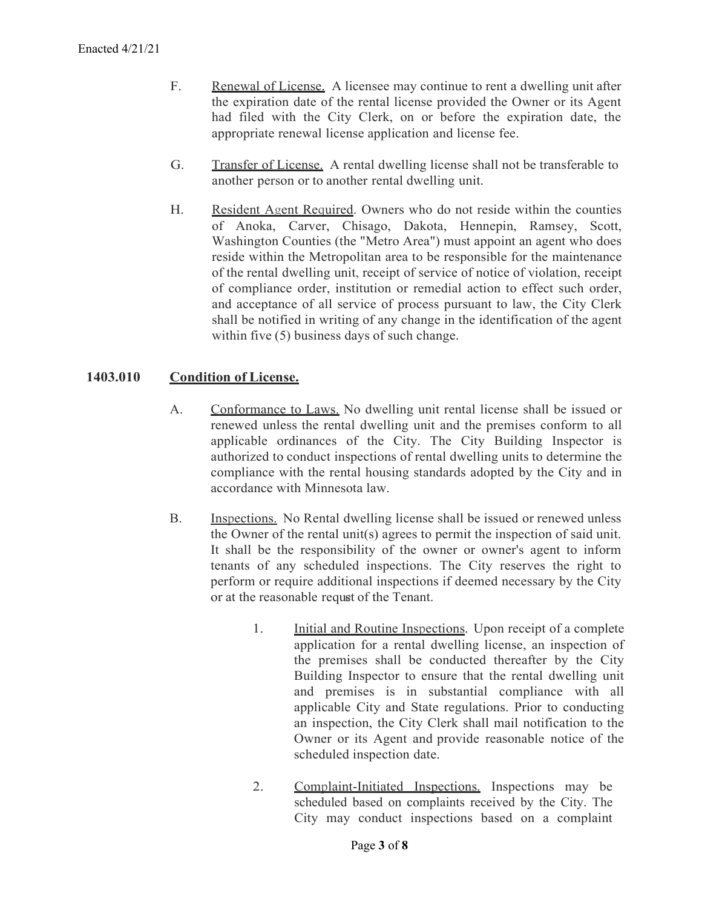F. Renewal of License. A licensee may continue to rent a dwelling unit after the expiration date of the rental license provided the Owner or its Agent had filed with the City Clerk, on or before the expiration date, the appropriate renewal license application and license fee.

G. Transfer of License. A rental dwelling license shall not be transferable to another person or to another rental dwelling unit.

H. Resident Agent Required. Owners who do not reside within the counties of Anoka, Carver, Chisago, Dakota, Hennepin, Ramsey, Scott, Washington Counties (the "Metro Area") must appoint an agent who does reside within the Metropolitan area to be responsible for the maintenance of the rental dwelling unit, receipt of service of notice of violation, receipt of compliance order, institution or remedial action to effect such order, and acceptance of all service of process pursuant to law, the City Clerk shall be notified in writing of any change in the identification of the agent within five (5) business days of such change.

## 1403.010 Condition of License.

A. Conformance to Laws. No dwelling unit rental license shall be issued or renewed unless the rental dwelling unit and the premises conform to all applicable ordinances of the City. The City Building Inspector is authorized to conduct inspections of rental dwelling units to determine the compliance with the rental housing standards adopted by the City and in accordance with Minnesota law.

B. Inspections. No Rental dwelling license shall be issued or renewed unless the Owner of the rental unit(s) agrees to permit the inspection of said unit. It shall be the responsibility of the owner or owner's agent to inform tenants of any scheduled inspections. The City reserves the right to perform or require additional inspections if deemed necessary by the City or at the reasonable requst of the Tenant.

1. Initial and Routine Inspections. Upon receipt of a complete application for a rental dwelling license, an inspection of the premises shall be conducted thereafter by the City Building Inspector to ensure that the rental dwelling unit and premises is in substantial compliance with all applicable City and State regulations. Prior to conducting an inspection, the City Clerk shall mail notification to the Owner or its Agent and provide reasonable notice of the scheduled inspection date.

2. Complaint-Initiated Inspections. Inspections may be scheduled based on complaints received by the City. The City may conduct inspections based on a complaint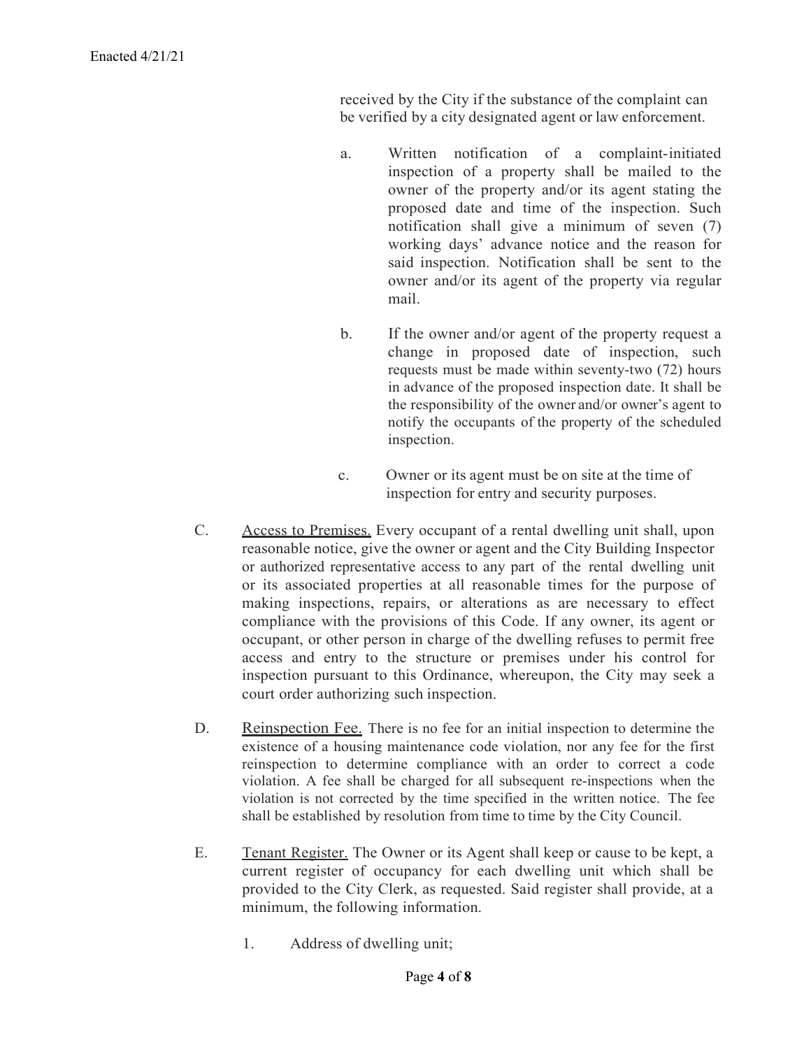received by the City if the substance of the complaint can be verified by a city designated agent or law enforcement.

a. Written notification of a complaint-initiated inspection of a property shall be mailed to the owner of the property and/or its agent stating the proposed date and time of the inspection. Such notification shall give a minimum of seven (7) working days' advance notice and the reason for said inspection. Notification shall be sent to the owner and/or its agent of the property via regular mail.

b. If the owner and/or agent of the property request a change in proposed date of inspection, such requests must be made within seventy-two (72) hours in advance of the proposed inspection date. It shall be the responsibility of the owner and/or owner's agent to notify the occupants of the property of the scheduled inspection.

c. Owner or its agent must be on site at the time of inspection for entry and security purposes.

C. Access to Premises. Every occupant of a rental dwelling unit shall, upon reasonable notice, give the owner or agent and the City Building Inspector or authorized representative access to any part of the rental dwelling unit or its associated properties at all reasonable times for the purpose of making inspections, repairs, or alterations as are necessary to effect compliance with the provisions of this Code. If any owner, its agent or occupant, or other person in charge of the dwelling refuses to permit free access and entry to the structure or premises under his control for inspection pursuant to this Ordinance, whereupon, the City may seek a court order authorizing such inspection.

D. Reinspection Fee. There is no fee for an initial inspection to determine the existence of a housing maintenance code violation, nor any fee for the first reinspection to determine compliance with an order to correct a code violation. A fee shall be charged for all subsequent re-inspections when the violation is not corrected by the time specified in the written notice. The fee shall be established by resolution from time to time by the City Council.

E. Tenant Register. The Owner or its Agent shall keep or cause to be kept, a current register of occupancy for each dwelling unit which shall be provided to the City Clerk, as requested. Said register shall provide, at a minimum, the following information.

1. Address of dwelling unit;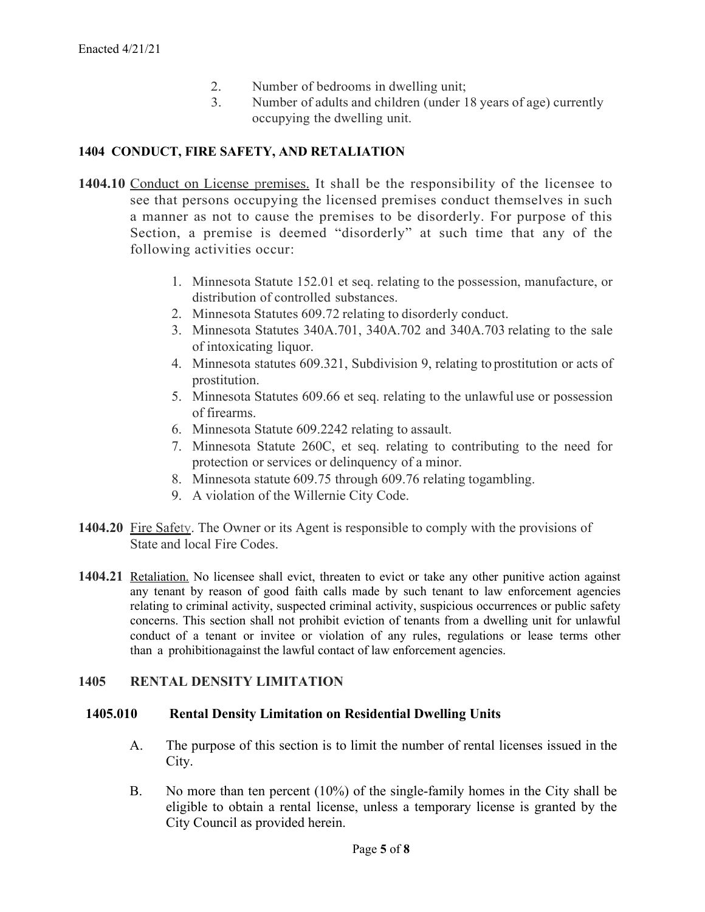2. Number of bedrooms in dwelling unit;
3. Number of adults and children (under 18 years of age) currently occupying the dwelling unit.

## 1404 CONDUCT, FIRE SAFETY, AND RETALIATION

**1404.10** Conduct on License premises. It shall be the responsibility of the licensee to see that persons occupying the licensed premises conduct themselves in such a manner as not to cause the premises to be disorderly. For purpose of this Section, a premise is deemed "disorderly" at such time that any of the following activities occur:

1. Minnesota Statute 152.01 et seq. relating to the possession, manufacture, or distribution of controlled substances.
2. Minnesota Statutes 609.72 relating to disorderly conduct.
3. Minnesota Statutes 340A.701, 340A.702 and 340A.703 relating to the sale of intoxicating liquor.
4. Minnesota statutes 609.321, Subdivision 9, relating to prostitution or acts of prostitution.
5. Minnesota Statutes 609.66 et seq. relating to the unlawful use or possession of firearms.
6. Minnesota Statute 609.2242 relating to assault.
7. Minnesota Statute 260C, et seq. relating to contributing to the need for protection or services or delinquency of a minor.
8. Minnesota statute 609.75 through 609.76 relating togambling.
9. A violation of the Willernie City Code.

**1404.20** Fire Safety. The Owner or its Agent is responsible to comply with the provisions of State and local Fire Codes.

**1404.21** Retaliation. No licensee shall evict, threaten to evict or take any other punitive action against any tenant by reason of good faith calls made by such tenant to law enforcement agencies relating to criminal activity, suspected criminal activity, suspicious occurrences or public safety concerns. This section shall not prohibit eviction of tenants from a dwelling unit for unlawful conduct of a tenant or invitee or violation of any rules, regulations or lease terms other than a prohibitionagainst the lawful contact of law enforcement agencies.

## 1405 RENTAL DENSITY LIMITATION

### 1405.010 Rental Density Limitation on Residential Dwelling Units

A. The purpose of this section is to limit the number of rental licenses issued in the City.

B. No more than ten percent (10%) of the single-family homes in the City shall be eligible to obtain a rental license, unless a temporary license is granted by the City Council as provided herein.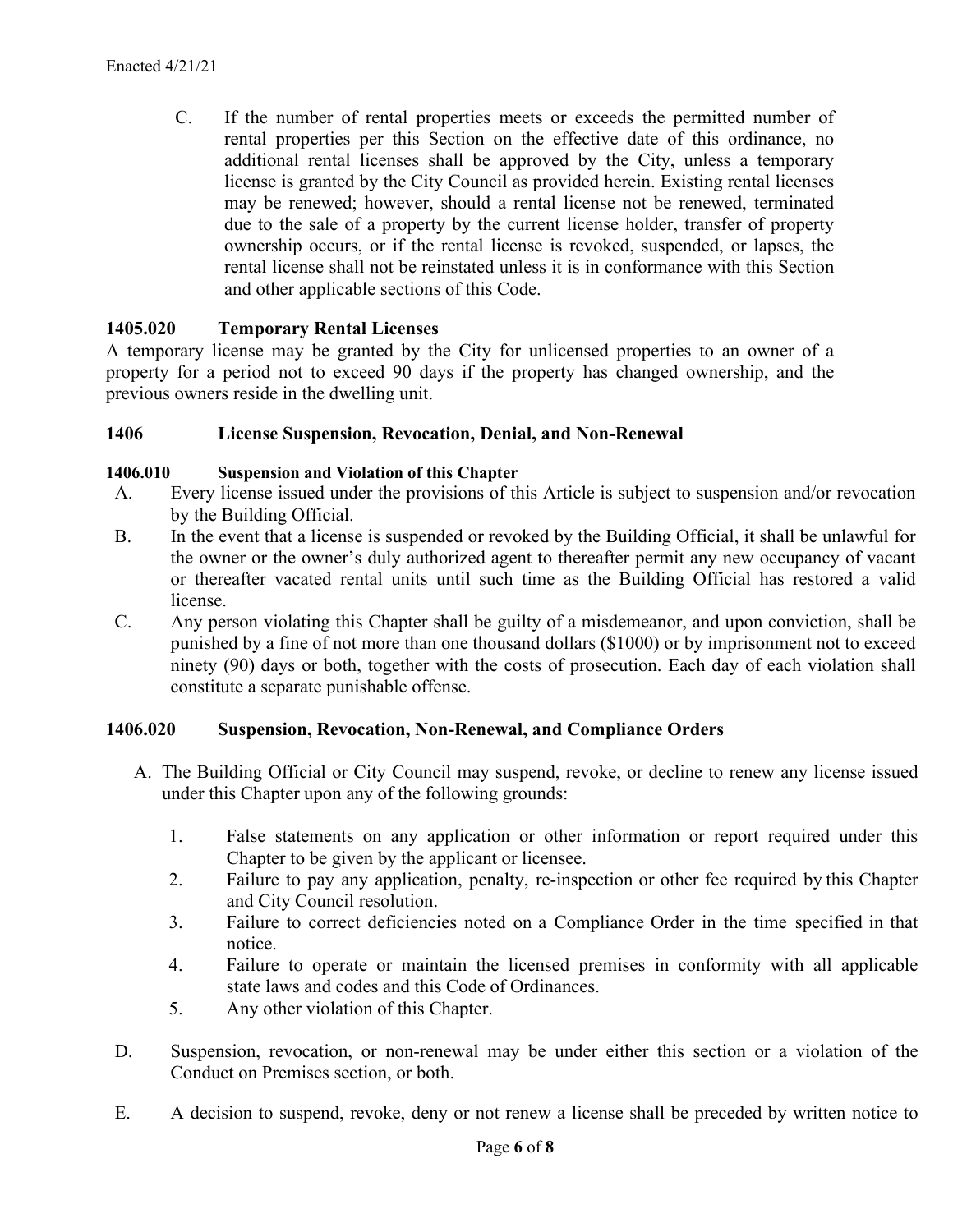Enacted 4/21/21

C. If the number of rental properties meets or exceeds the permitted number of rental properties per this Section on the effective date of this ordinance, no additional rental licenses shall be approved by the City, unless a temporary license is granted by the City Council as provided herein. Existing rental licenses may be renewed; however, should a rental license not be renewed, terminated due to the sale of a property by the current license holder, transfer of property ownership occurs, or if the rental license is revoked, suspended, or lapses, the rental license shall not be reinstated unless it is in conformance with this Section and other applicable sections of this Code.

### 1405.020 Temporary Rental Licenses

A temporary license may be granted by the City for unlicensed properties to an owner of a property for a period not to exceed 90 days if the property has changed ownership, and the previous owners reside in the dwelling unit.

## 1406 License Suspension, Revocation, Denial, and Non-Renewal

#### 1406.010 Suspension and Violation of this Chapter

A. Every license issued under the provisions of this Article is subject to suspension and/or revocation by the Building Official.

B. In the event that a license is suspended or revoked by the Building Official, it shall be unlawful for the owner or the owner's duly authorized agent to thereafter permit any new occupancy of vacant or thereafter vacated rental units until such time as the Building Official has restored a valid license.

C. Any person violating this Chapter shall be guilty of a misdemeanor, and upon conviction, shall be punished by a fine of not more than one thousand dollars ($1000) or by imprisonment not to exceed ninety (90) days or both, together with the costs of prosecution. Each day of each violation shall constitute a separate punishable offense.

### 1406.020 Suspension, Revocation, Non-Renewal, and Compliance Orders

A. The Building Official or City Council may suspend, revoke, or decline to renew any license issued under this Chapter upon any of the following grounds:

1. False statements on any application or other information or report required under this Chapter to be given by the applicant or licensee.
2. Failure to pay any application, penalty, re-inspection or other fee required by this Chapter and City Council resolution.
3. Failure to correct deficiencies noted on a Compliance Order in the time specified in that notice.
4. Failure to operate or maintain the licensed premises in conformity with all applicable state laws and codes and this Code of Ordinances.
5. Any other violation of this Chapter.

D. Suspension, revocation, or non-renewal may be under either this section or a violation of the Conduct on Premises section, or both.

E. A decision to suspend, revoke, deny or not renew a license shall be preceded by written notice to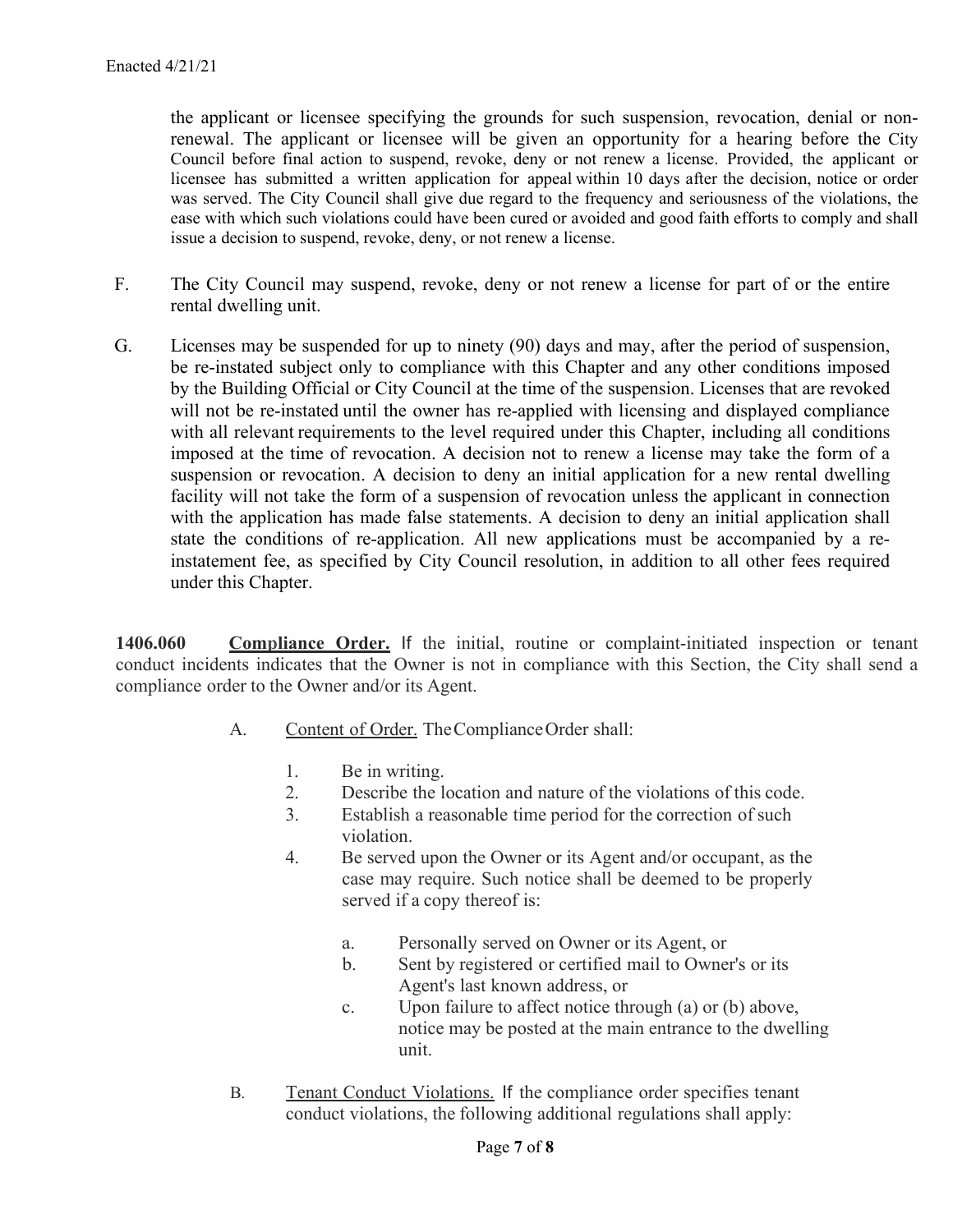the applicant or licensee specifying the grounds for such suspension, revocation, denial or non-renewal. The applicant or licensee will be given an opportunity for a hearing before the City Council before final action to suspend, revoke, deny or not renew a license. Provided, the applicant or licensee has submitted a written application for appeal within 10 days after the decision, notice or order was served. The City Council shall give due regard to the frequency and seriousness of the violations, the ease with which such violations could have been cured or avoided and good faith efforts to comply and shall issue a decision to suspend, revoke, deny, or not renew a license.

F. The City Council may suspend, revoke, deny or not renew a license for part of or the entire rental dwelling unit.

G. Licenses may be suspended for up to ninety (90) days and may, after the period of suspension, be re-instated subject only to compliance with this Chapter and any other conditions imposed by the Building Official or City Council at the time of the suspension. Licenses that are revoked will not be re-instated until the owner has re-applied with licensing and displayed compliance with all relevant requirements to the level required under this Chapter, including all conditions imposed at the time of revocation. A decision not to renew a license may take the form of a suspension or revocation. A decision to deny an initial application for a new rental dwelling facility will not take the form of a suspension of revocation unless the applicant in connection with the application has made false statements. A decision to deny an initial application shall state the conditions of re-application. All new applications must be accompanied by a re-instatement fee, as specified by City Council resolution, in addition to all other fees required under this Chapter.

**1406.060 Compliance Order.** If the initial, routine or complaint-initiated inspection or tenant conduct incidents indicates that the Owner is not in compliance with this Section, the City shall send a compliance order to the Owner and/or its Agent.

A. Content of Order. The Compliance Order shall:

1. Be in writing.
2. Describe the location and nature of the violations of this code.
3. Establish a reasonable time period for the correction of such violation.
4. Be served upon the Owner or its Agent and/or occupant, as the case may require. Such notice shall be deemed to be properly served if a copy thereof is:
   a. Personally served on Owner or its Agent, or
   b. Sent by registered or certified mail to Owner's or its Agent's last known address, or
   c. Upon failure to affect notice through (a) or (b) above, notice may be posted at the main entrance to the dwelling unit.

B. Tenant Conduct Violations. If the compliance order specifies tenant conduct violations, the following additional regulations shall apply: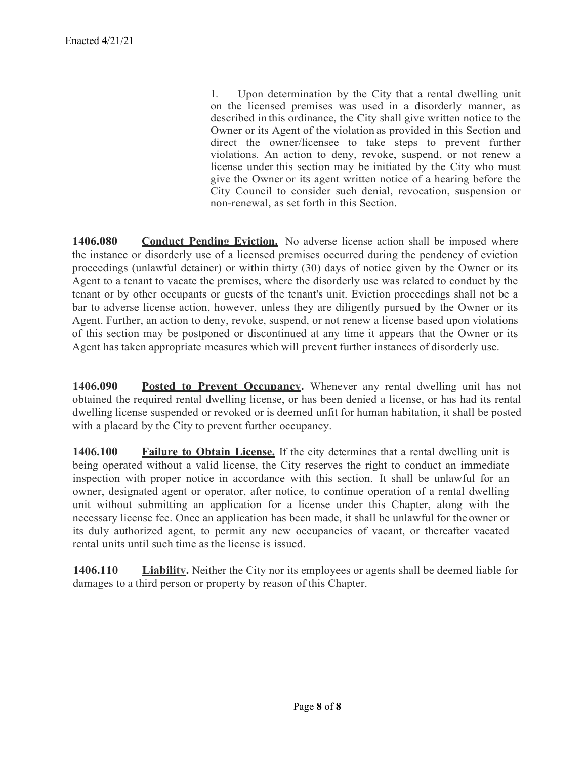1. Upon determination by the City that a rental dwelling unit on the licensed premises was used in a disorderly manner, as described in this ordinance, the City shall give written notice to the Owner or its Agent of the violation as provided in this Section and direct the owner/licensee to take steps to prevent further violations. An action to deny, revoke, suspend, or not renew a license under this section may be initiated by the City who must give the Owner or its agent written notice of a hearing before the City Council to consider such denial, revocation, suspension or non-renewal, as set forth in this Section.

**1406.080** **Conduct Pending Eviction.** No adverse license action shall be imposed where the instance or disorderly use of a licensed premises occurred during the pendency of eviction proceedings (unlawful detainer) or within thirty (30) days of notice given by the Owner or its Agent to a tenant to vacate the premises, where the disorderly use was related to conduct by the tenant or by other occupants or guests of the tenant's unit. Eviction proceedings shall not be a bar to adverse license action, however, unless they are diligently pursued by the Owner or its Agent. Further, an action to deny, revoke, suspend, or not renew a license based upon violations of this section may be postponed or discontinued at any time it appears that the Owner or its Agent has taken appropriate measures which will prevent further instances of disorderly use.

**1406.090** **Posted to Prevent Occupancy.** Whenever any rental dwelling unit has not obtained the required rental dwelling license, or has been denied a license, or has had its rental dwelling license suspended or revoked or is deemed unfit for human habitation, it shall be posted with a placard by the City to prevent further occupancy.

**1406.100** **Failure to Obtain License.** If the city determines that a rental dwelling unit is being operated without a valid license, the City reserves the right to conduct an immediate inspection with proper notice in accordance with this section. It shall be unlawful for an owner, designated agent or operator, after notice, to continue operation of a rental dwelling unit without submitting an application for a license under this Chapter, along with the necessary license fee. Once an application has been made, it shall be unlawful for the owner or its duly authorized agent, to permit any new occupancies of vacant, or thereafter vacated rental units until such time as the license is issued.

**1406.110** **Liability.** Neither the City nor its employees or agents shall be deemed liable for damages to a third person or property by reason of this Chapter.